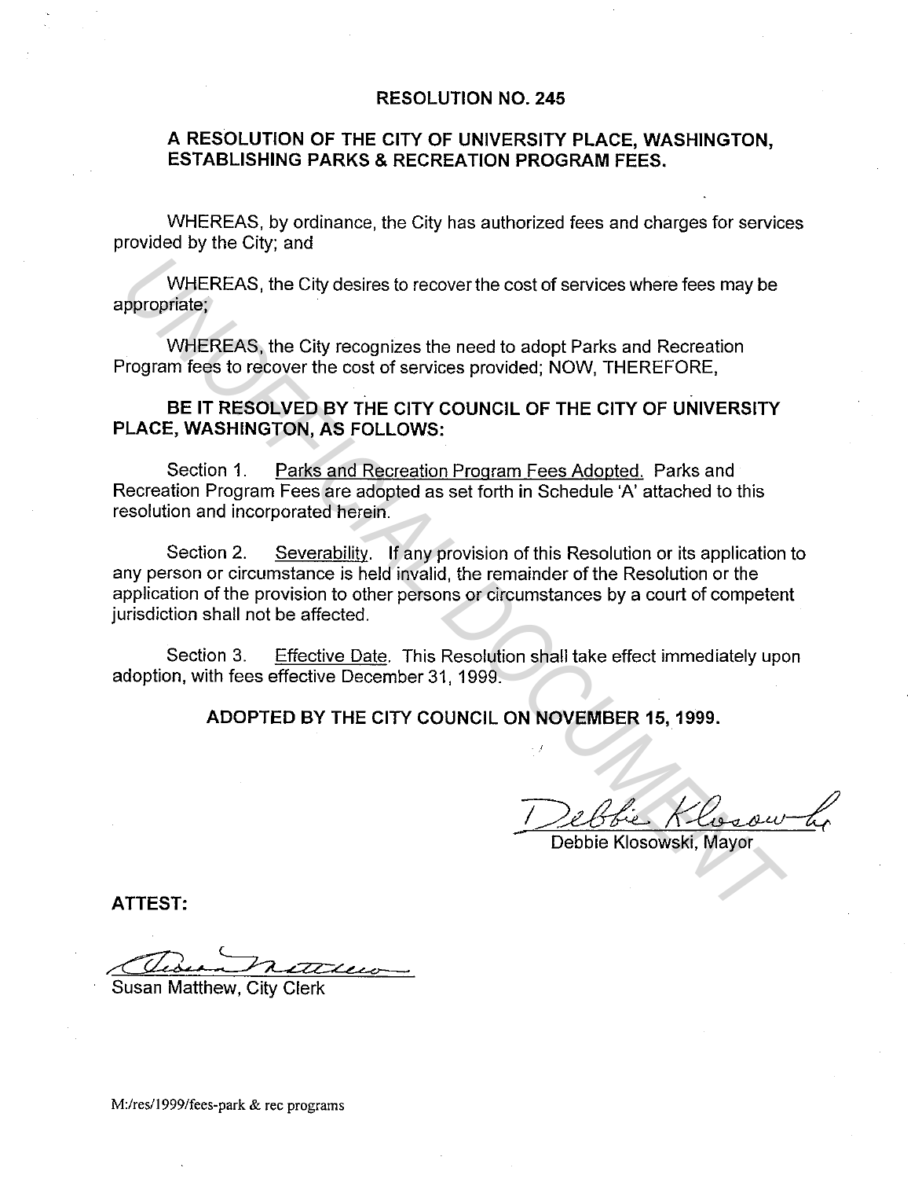# RESOLUTION NO. 245

## A RESOLUTION OF THE CITY OF UNIVERSITY PLACE, WASHINGTON, ESTABLISHING PARKS & RECREATION PROGRAM FEES.

WHEREAS, by ordinance, the City has authorized fees and charges for services provided by the City; and

WHEREAS, the City desires to recover the cost of services where fees may be appropriate;

WHEREAS, the City recognizes the need to adopt Parks and Recreation Program fees to recover the cost of services provided; NOW, THEREFORE,

**BE IT RESOLVED BY THE CITY COUNCIL OF THE CITY OF UNIVERSITY PLACE, WASHINGTON, AS FOLLOWS:**

Section 1. Parks and Recreation Program Fees Adopted. Parks and Recreation Program Fees are adopted as set forth in Schedule 'A' attached to this resolution and incorporated herein.

Section 2. Severability. If any provision of this Resolution or its application to any person or circumstance is held invalid, the remainder of the Resolution or the application of the provision to other persons or circumstances by a court of competent jurisdiction shall not be affected.

Section 3. Effective Date. This Resolution shall take effect immediately upon adoption, with fees effective December 31, 1999.

**ADOPTED BY THE CITY COUNCIL ON NOVEMBER 15, 1999.**

Debbie Klosowski, Mayor

**ATTEST:**

Susan Matthew, City Clerk

M:/res/1999/fees-park & rec programs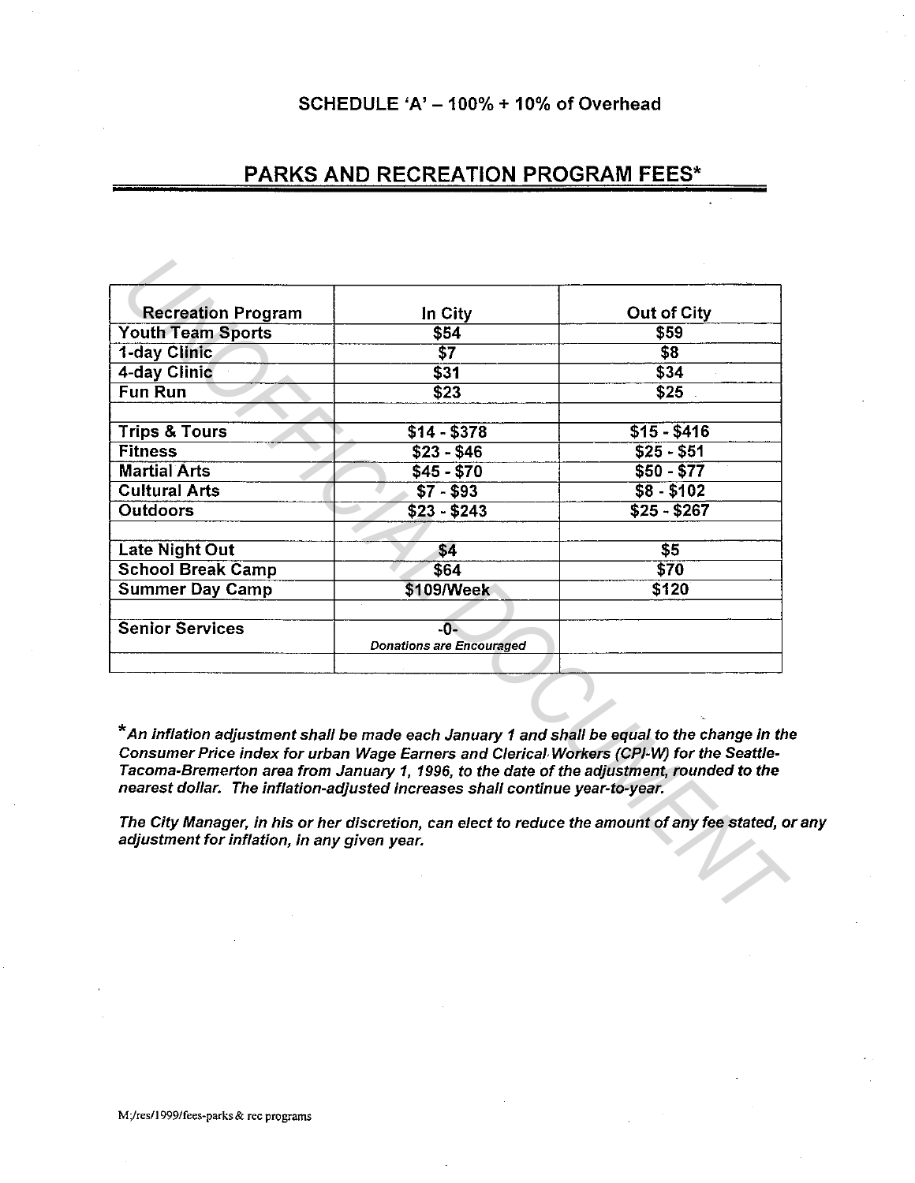## SCHEDULE 'A' – 100% + 10% of Overhead

## PARKS AND RECREATION PROGRAM FEES*

| Recreation Program | In City | Out of City |
|---|---|---|
| Youth Team Sports | $54 | $59 |
| 1-day Clinic | $7 | $8 |
| 4-day Clinic | $31 | $34 |
| Fun Run | $23 | $25 |
| | | |
| Trips & Tours | $14 - $378 | $15 - $416 |
| Fitness | $23 - $46 | $25 - $51 |
| Martial Arts | $45 - $70 | $50 - $77 |
| Cultural Arts | $7 - $93 | $8 - $102 |
| Outdoors | $23 - $243 | $25 - $267 |
| | | |
| Late Night Out | $4 | $5 |
| School Break Camp | $64 | $70 |
| Summer Day Camp | $109/Week | $120 |
| | | |
| Senior Services | -0- *Donations are Encouraged* | |
| | | |

*\*An inflation adjustment shall be made each January 1 and shall be equal to the change in the Consumer Price index for urban Wage Earners and Clerical Workers (CPI-W) for the Seattle-Tacoma-Bremerton area from January 1, 1996, to the date of the adjustment, rounded to the nearest dollar. The inflation-adjusted increases shall continue year-to-year.*

*The City Manager, in his or her discretion, can elect to reduce the amount of any fee stated, or any adjustment for inflation, in any given year.*

M:/res/1999/fees-parks & rec programs